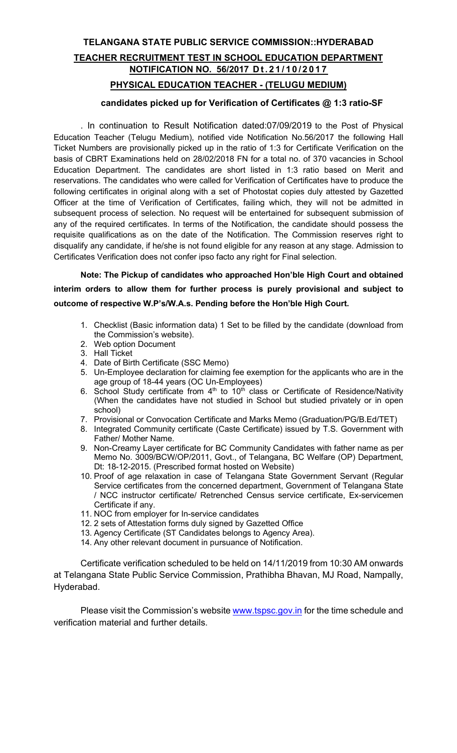# TELANGANA STATE PUBLIC SERVICE COMMISSION::HYDERABAD

## TEACHER RECRUITMENT TEST IN SCHOOL EDUCATION DEPARTMENT

## NOTIFICATION NO. 56/2017 Dt.21/10/2017

## PHYSICAL EDUCATION TEACHER - (TELUGU MEDIUM)

### candidates picked up for Verification of Certificates @ 1:3 ratio-SF

. In continuation to Result Notification dated:07/09/2019 to the Post of Physical Education Teacher (Telugu Medium), notified vide Notification No.56/2017 the following Hall Ticket Numbers are provisionally picked up in the ratio of 1:3 for Certificate Verification on the basis of CBRT Examinations held on 28/02/2018 FN for a total no. of 370 vacancies in School Education Department. The candidates are short listed in 1:3 ratio based on Merit and reservations. The candidates who were called for Verification of Certificates have to produce the following certificates in original along with a set of Photostat copies duly attested by Gazetted Officer at the time of Verification of Certificates, failing which, they will not be admitted in subsequent process of selection. No request will be entertained for subsequent submission of any of the required certificates. In terms of the Notification, the candidate should possess the requisite qualifications as on the date of the Notification. The Commission reserves right to disqualify any candidate, if he/she is not found eligible for any reason at any stage. Admission to Certificates Verification does not confer ipso facto any right for Final selection.

**Note: The Pickup of candidates who approached Hon'ble High Court and obtained interim orders to allow them for further process is purely provisional and subject to outcome of respective W.P's/W.A.s. Pending before the Hon'ble High Court.**

1. Checklist (Basic information data) 1 Set to be filled by the candidate (download from the Commission's website).
2. Web option Document
3. Hall Ticket
4. Date of Birth Certificate (SSC Memo)
5. Un-Employee declaration for claiming fee exemption for the applicants who are in the age group of 18-44 years (OC Un-Employees)
6. School Study certificate from 4th to 10th class or Certificate of Residence/Nativity (When the candidates have not studied in School but studied privately or in open school)
7. Provisional or Convocation Certificate and Marks Memo (Graduation/PG/B.Ed/TET)
8. Integrated Community certificate (Caste Certificate) issued by T.S. Government with Father/ Mother Name.
9. Non-Creamy Layer certificate for BC Community Candidates with father name as per Memo No. 3009/BCW/OP/2011, Govt., of Telangana, BC Welfare (OP) Department, Dt: 18-12-2015. (Prescribed format hosted on Website)
10. Proof of age relaxation in case of Telangana State Government Servant (Regular Service certificates from the concerned department, Government of Telangana State / NCC instructor certificate/ Retrenched Census service certificate, Ex-servicemen Certificate if any.
11. NOC from employer for In-service candidates
12. 2 sets of Attestation forms duly signed by Gazetted Office
13. Agency Certificate (ST Candidates belongs to Agency Area).
14. Any other relevant document in pursuance of Notification.

Certificate verification scheduled to be held on 14/11/2019 from 10:30 AM onwards at Telangana State Public Service Commission, Prathibha Bhavan, MJ Road, Nampally, Hyderabad.

Please visit the Commission's website www.tspsc.gov.in for the time schedule and verification material and further details.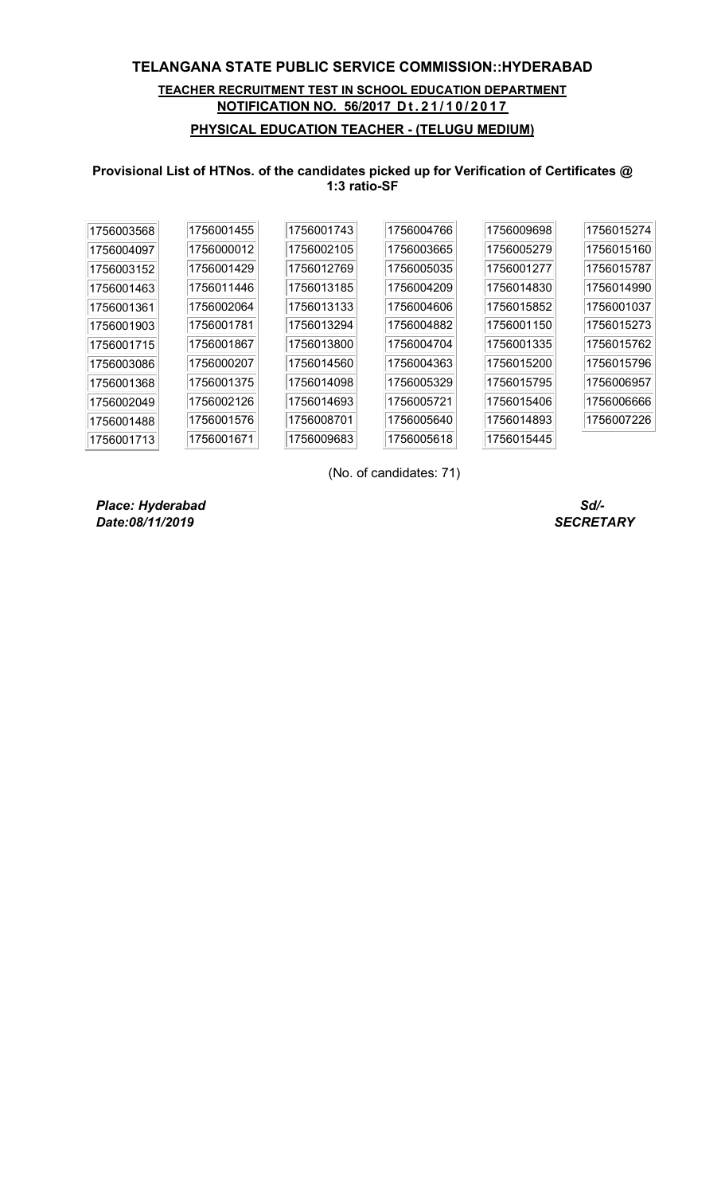# TELANGANA STATE PUBLIC SERVICE COMMISSION::HYDERABAD

## TEACHER RECRUITMENT TEST IN SCHOOL EDUCATION DEPARTMENT

## NOTIFICATION NO. 56/2017 Dt.21/10/2017

## PHYSICAL EDUCATION TEACHER - (TELUGU MEDIUM)

**Provisional List of HTNos. of the candidates picked up for Verification of Certificates @ 1:3 ratio-SF**

| | | | | | |
|---|---|---|---|---|---|
| 1756003568 | 1756001455 | 1756001743 | 1756004766 | 1756009698 | 1756015274 |
| 1756004097 | 1756000012 | 1756002105 | 1756003665 | 1756005279 | 1756015160 |
| 1756003152 | 1756001429 | 1756012769 | 1756005035 | 1756001277 | 1756015787 |
| 1756001463 | 1756011446 | 1756013185 | 1756004209 | 1756014830 | 1756014990 |
| 1756001361 | 1756002064 | 1756013133 | 1756004606 | 1756015852 | 1756001037 |
| 1756001903 | 1756001781 | 1756013294 | 1756004882 | 1756001150 | 1756015273 |
| 1756001715 | 1756001867 | 1756013800 | 1756004704 | 1756001335 | 1756015762 |
| 1756003086 | 1756000207 | 1756014560 | 1756004363 | 1756015200 | 1756015796 |
| 1756001368 | 1756001375 | 1756014098 | 1756005329 | 1756015795 | 1756006957 |
| 1756002049 | 1756002126 | 1756014693 | 1756005721 | 1756015406 | 1756006666 |
| 1756001488 | 1756001576 | 1756008701 | 1756005640 | 1756014893 | 1756007226 |
| 1756001713 | 1756001671 | 1756009683 | 1756005618 | 1756015445 | |

(No. of candidates: 71)

***Place: Hyderabad***
***Date:08/11/2019***

***Sd/-***
***SECRETARY***